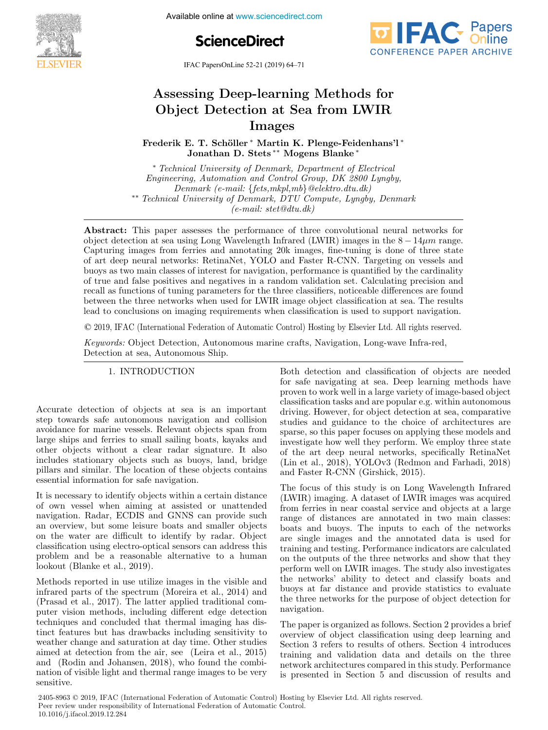# Assessing Deep-learning Methods for Object Detection at Sea from LWIR Images

**Frederik E. T. Schöller \* Martin K. Plenge-Feidenhans'l \* Jonathan D. Stets \*\* Mogens Blanke \***

\* *Technical University of Denmark, Department of Electrical Engineering, Automation and Control Group, DK 2800 Lyngby, Denmark (e-mail: {fets,mkpl,mb}@elektro.dtu.dk)*
\*\* *Technical University of Denmark, DTU Compute, Lyngby, Denmark (e-mail: stet@dtu.dk)*

**Abstract:** This paper assesses the performance of three convolutional neural networks for object detection at sea using Long Wavelength Infrared (LWIR) images in the $8 - 14\mu m$ range. Capturing images from ferries and annotating 20k images, fine-tuning is done of three state of art deep neural networks: RetinaNet, YOLO and Faster R-CNN. Targeting on vessels and buoys as two main classes of interest for navigation, performance is quantified by the cardinality of true and false positives and negatives in a random validation set. Calculating precision and recall as functions of tuning parameters for the three classifiers, noticeable differences are found between the three networks when used for LWIR image object classification at sea. The results lead to conclusions on imaging requirements when classification is used to support navigation.

© 2019, IFAC (International Federation of Automatic Control) Hosting by Elsevier Ltd. All rights reserved.

*Keywords:* Object Detection, Autonomous marine crafts, Navigation, Long-wave Infra-red, Detection at sea, Autonomous Ship.

## 1. INTRODUCTION

Accurate detection of objects at sea is an important step towards safe autonomous navigation and collision avoidance for marine vessels. Relevant objects span from large ships and ferries to small sailing boats, kayaks and other objects without a clear radar signature. It also includes stationary objects such as buoys, land, bridge pillars and similar. The location of these objects contains essential information for safe navigation.

It is necessary to identify objects within a certain distance of own vessel when aiming at assisted or unattended navigation. Radar, ECDIS and GNNS can provide such an overview, but some leisure boats and smaller objects on the water are difficult to identify by radar. Object classification using electro-optical sensors can address this problem and be a reasonable alternative to a human lookout (Blanke et al., 2019).

Methods reported in use utilize images in the visible and infrared parts of the spectrum (Moreira et al., 2014) and (Prasad et al., 2017). The latter applied traditional computer vision methods, including different edge detection techniques and concluded that thermal imaging has distinct features but has drawbacks including sensitivity to weather change and saturation at day time. Other studies aimed at detection from the air, see (Leira et al., 2015) and (Rodin and Johansen, 2018), who found the combination of visible light and thermal range images to be very sensitive.

Both detection and classification of objects are needed for safe navigating at sea. Deep learning methods have proven to work well in a large variety of image-based object classification tasks and are popular e.g. within autonomous driving. However, for object detection at sea, comparative studies and guidance to the choice of architectures are sparse, so this paper focuses on applying these models and investigate how well they perform. We employ three state of the art deep neural networks, specifically RetinaNet (Lin et al., 2018), YOLOv3 (Redmon and Farhadi, 2018) and Faster R-CNN (Girshick, 2015).

The focus of this study is on Long Wavelength Infrared (LWIR) imaging. A dataset of LWIR images was acquired from ferries in near coastal service and objects at a large range of distances are annotated in two main classes: boats and buoys. The inputs to each of the networks are single images and the annotated data is used for training and testing. Performance indicators are calculated on the outputs of the three networks and show that they perform well on LWIR images. The study also investigates the networks' ability to detect and classify boats and buoys at far distance and provide statistics to evaluate the three networks for the purpose of object detection for navigation.

The paper is organized as follows. Section 2 provides a brief overview of object classification using deep learning and Section 3 refers to results of others. Section 4 introduces training and validation data and details on the three network architectures compared in this study. Performance is presented in Section 5 and discussion of results and

2405-8963 © 2019, IFAC (International Federation of Automatic Control) Hosting by Elsevier Ltd. All rights reserved.
Peer review under responsibility of International Federation of Automatic Control.
10.1016/j.ifacol.2019.12.284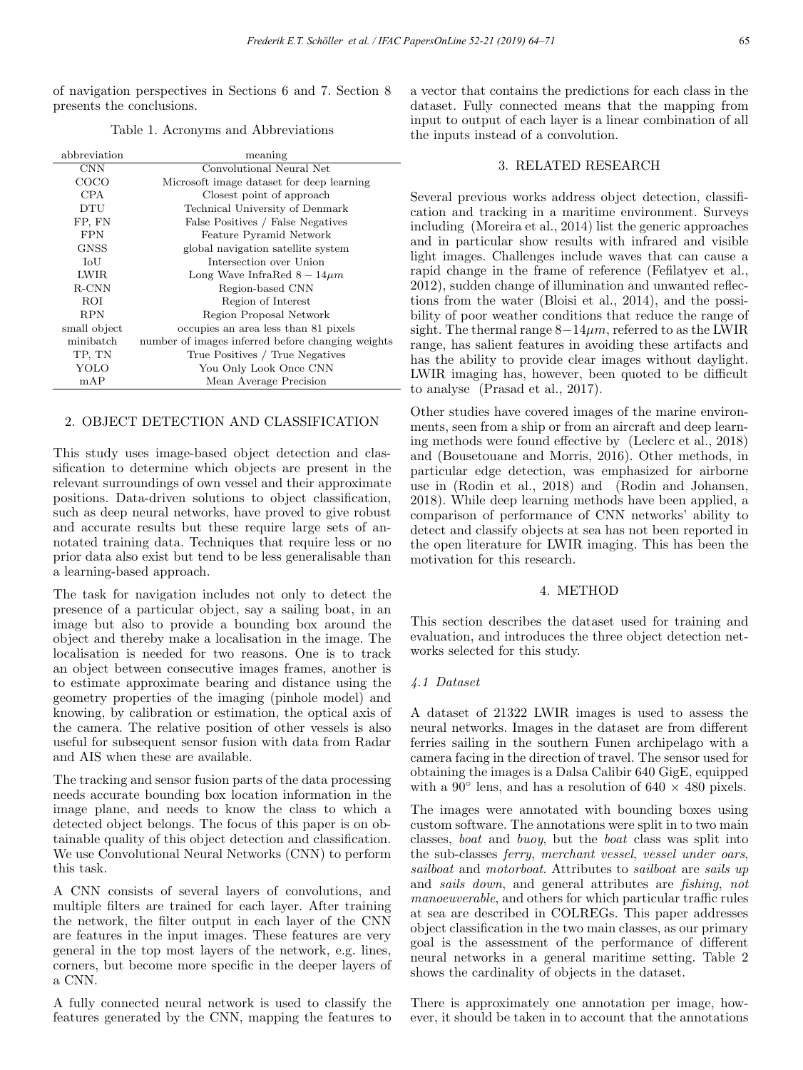of navigation perspectives in Sections 6 and 7. Section 8 presents the conclusions.

Table 1. Acronyms and Abbreviations

| abbreviation | meaning |
|---|---|
| CNN | Convolutional Neural Net |
| COCO | Microsoft image dataset for deep learning |
| CPA | Closest point of approach |
| DTU | Technical University of Denmark |
| FP, FN | False Positives / False Negatives |
| FPN | Feature Pyramid Network |
| GNSS | global navigation satellite system |
| IoU | Intersection over Union |
| LWIR | Long Wave InfraRed $8 - 14\mu m$ |
| R-CNN | Region-based CNN |
| ROI | Region of Interest |
| RPN | Region Proposal Network |
| small object | occupies an area less than 81 pixels |
| minibatch | number of images inferred before changing weights |
| TP, TN | True Positives / True Negatives |
| YOLO | You Only Look Once CNN |
| mAP | Mean Average Precision |

## 2. OBJECT DETECTION AND CLASSIFICATION

This study uses image-based object detection and classification to determine which objects are present in the relevant surroundings of own vessel and their approximate positions. Data-driven solutions to object classification, such as deep neural networks, have proved to give robust and accurate results but these require large sets of annotated training data. Techniques that require less or no prior data also exist but tend to be less generalisable than a learning-based approach.

The task for navigation includes not only to detect the presence of a particular object, say a sailing boat, in an image but also to provide a bounding box around the object and thereby make a localisation in the image. The localisation is needed for two reasons. One is to track an object between consecutive images frames, another is to estimate approximate bearing and distance using the geometry properties of the imaging (pinhole model) and knowing, by calibration or estimation, the optical axis of the camera. The relative position of other vessels is also useful for subsequent sensor fusion with data from Radar and AIS when these are available.

The tracking and sensor fusion parts of the data processing needs accurate bounding box location information in the image plane, and needs to know the class to which a detected object belongs. The focus of this paper is on obtainable quality of this object detection and classification. We use Convolutional Neural Networks (CNN) to perform this task.

A CNN consists of several layers of convolutions, and multiple filters are trained for each layer. After training the network, the filter output in each layer of the CNN are features in the input images. These features are very general in the top most layers of the network, e.g. lines, corners, but become more specific in the deeper layers of a CNN.

A fully connected neural network is used to classify the features generated by the CNN, mapping the features to a vector that contains the predictions for each class in the dataset. Fully connected means that the mapping from input to output of each layer is a linear combination of all the inputs instead of a convolution.

## 3. RELATED RESEARCH

Several previous works address object detection, classification and tracking in a maritime environment. Surveys including (Moreira et al., 2014) list the generic approaches and in particular show results with infrared and visible light images. Challenges include waves that can cause a rapid change in the frame of reference (Fefilatyev et al., 2012), sudden change of illumination and unwanted reflections from the water (Bloisi et al., 2014), and the possibility of poor weather conditions that reduce the range of sight. The thermal range $8{-}14\mu m$, referred to as the LWIR range, has salient features in avoiding these artifacts and has the ability to provide clear images without daylight. LWIR imaging has, however, been quoted to be difficult to analyse (Prasad et al., 2017).

Other studies have covered images of the marine environments, seen from a ship or from an aircraft and deep learning methods were found effective by (Leclerc et al., 2018) and (Bousetouane and Morris, 2016). Other methods, in particular edge detection, was emphasized for airborne use in (Rodin et al., 2018) and (Rodin and Johansen, 2018). While deep learning methods have been applied, a comparison of performance of CNN networks' ability to detect and classify objects at sea has not been reported in the open literature for LWIR imaging. This has been the motivation for this research.

## 4. METHOD

This section describes the dataset used for training and evaluation, and introduces the three object detection networks selected for this study.

### 4.1 Dataset

A dataset of 21322 LWIR images is used to assess the neural networks. Images in the dataset are from different ferries sailing in the southern Funen archipelago with a camera facing in the direction of travel. The sensor used for obtaining the images is a Dalsa Calibir 640 GigE, equipped with a 90° lens, and has a resolution of 640 × 480 pixels.

The images were annotated with bounding boxes using custom software. The annotations were split in to two main classes, *boat* and *buoy*, but the *boat* class was split into the sub-classes *ferry*, *merchant vessel*, *vessel under oars*, *sailboat* and *motorboat*. Attributes to *sailboat* are *sails up* and *sails down*, and general attributes are *fishing*, *not manoeuverable*, and others for which particular traffic rules at sea are described in COLREGs. This paper addresses object classification in the two main classes, as our primary goal is the assessment of the performance of different neural networks in a general maritime setting. Table 2 shows the cardinality of objects in the dataset.

There is approximately one annotation per image, however, it should be taken in to account that the annotations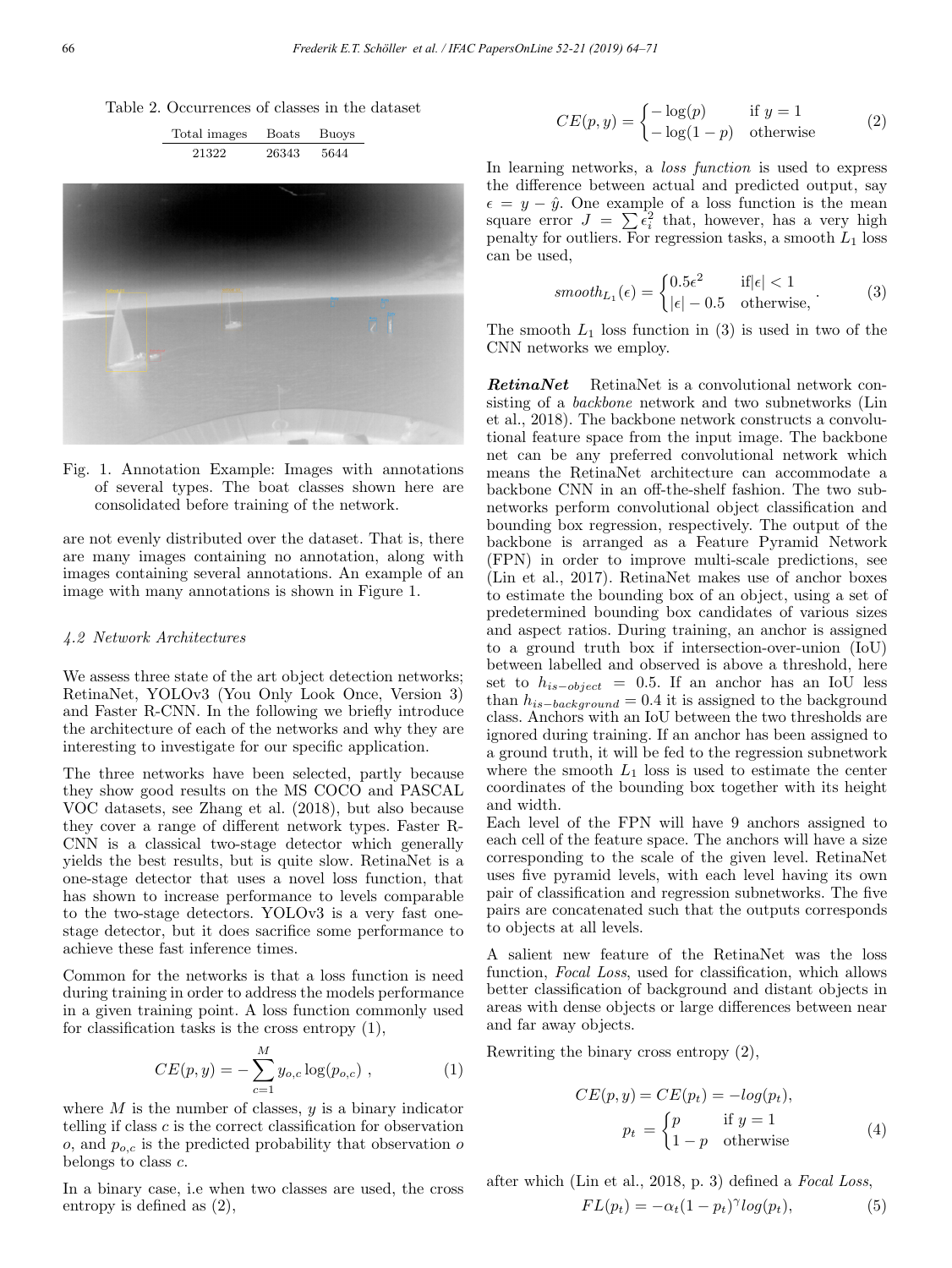Table 2. Occurrences of classes in the dataset

| Total images | Boats | Buoys |
|---|---|---|
| 21322 | 26343 | 5644 |

Fig. 1. Annotation Example: Images with annotations of several types. The boat classes shown here are consolidated before training of the network.

are not evenly distributed over the dataset. That is, there are many images containing no annotation, along with images containing several annotations. An example of an image with many annotations is shown in Figure 1.

### 4.2 Network Architectures

We assess three state of the art object detection networks; RetinaNet, YOLOv3 (You Only Look Once, Version 3) and Faster R-CNN. In the following we briefly introduce the architecture of each of the networks and why they are interesting to investigate for our specific application.

The three networks have been selected, partly because they show good results on the MS COCO and PASCAL VOC datasets, see Zhang et al. (2018), but also because they cover a range of different network types. Faster R-CNN is a classical two-stage detector which generally yields the best results, but is quite slow. RetinaNet is a one-stage detector that uses a novel loss function, that has shown to increase performance to levels comparable to the two-stage detectors. YOLOv3 is a very fast one-stage detector, but it does sacrifice some performance to achieve these fast inference times.

Common for the networks is that a loss function is need during training in order to address the models performance in a given training point. A loss function commonly used for classification tasks is the cross entropy (1),

$$CE(p, y) = -\sum_{c=1}^{M} y_{o,c} \log(p_{o,c}) \ , \tag{1}$$

where $M$ is the number of classes, $y$ is a binary indicator telling if class $c$ is the correct classification for observation $o$, and $p_{o,c}$ is the predicted probability that observation $o$ belongs to class $c$.

In a binary case, i.e when two classes are used, the cross entropy is defined as (2),

$$CE(p, y) = \begin{cases} -\log(p) & \text{if } y = 1 \\ -\log(1-p) & \text{otherwise} \end{cases} \tag{2}$$

In learning networks, a *loss function* is used to express the difference between actual and predicted output, say $\epsilon = y - \hat{y}$. One example of a loss function is the mean square error $J = \sum \epsilon_i^2$ that, however, has a very high penalty for outliers. For regression tasks, a smooth $L_1$ loss can be used,

$$smooth_{L_1}(\epsilon) = \begin{cases} 0.5\epsilon^2 & \text{if} |\epsilon| < 1 \\ |\epsilon| - 0.5 & \text{otherwise,} \end{cases} . \tag{3}$$

The smooth $L_1$ loss function in (3) is used in two of the CNN networks we employ.

***RetinaNet*** RetinaNet is a convolutional network consisting of a *backbone* network and two subnetworks (Lin et al., 2018). The backbone network constructs a convolutional feature space from the input image. The backbone net can be any preferred convolutional network which means the RetinaNet architecture can accommodate a backbone CNN in an off-the-shelf fashion. The two subnetworks perform convolutional object classification and bounding box regression, respectively. The output of the backbone is arranged as a Feature Pyramid Network (FPN) in order to improve multi-scale predictions, see (Lin et al., 2017). RetinaNet makes use of anchor boxes to estimate the bounding box of an object, using a set of predetermined bounding box candidates of various sizes and aspect ratios. During training, an anchor is assigned to a ground truth box if intersection-over-union (IoU) between labelled and observed is above a threshold, here set to $h_{is-object} = 0.5$. If an anchor has an IoU less than $h_{is-background} = 0.4$ it is assigned to the background class. Anchors with an IoU between the two thresholds are ignored during training. If an anchor has been assigned to a ground truth, it will be fed to the regression subnetwork where the smooth $L_1$ loss is used to estimate the center coordinates of the bounding box together with its height and width.

Each level of the FPN will have 9 anchors assigned to each cell of the feature space. The anchors will have a size corresponding to the scale of the given level. RetinaNet uses five pyramid levels, with each level having its own pair of classification and regression subnetworks. The five pairs are concatenated such that the outputs corresponds to objects at all levels.

A salient new feature of the RetinaNet was the loss function, *Focal Loss*, used for classification, which allows better classification of background and distant objects in areas with dense objects or large differences between near and far away objects.

Rewriting the binary cross entropy (2),

$$CE(p, y) = CE(p_t) = -log(p_t), \\ p_t = \begin{cases} p & \text{if } y = 1 \\ 1-p & \text{otherwise} \end{cases} \tag{4}$$

after which (Lin et al., 2018, p. 3) defined a *Focal Loss*,

$$FL(p_t) = -\alpha_t(1-p_t)^{\gamma} log(p_t), \tag{5}$$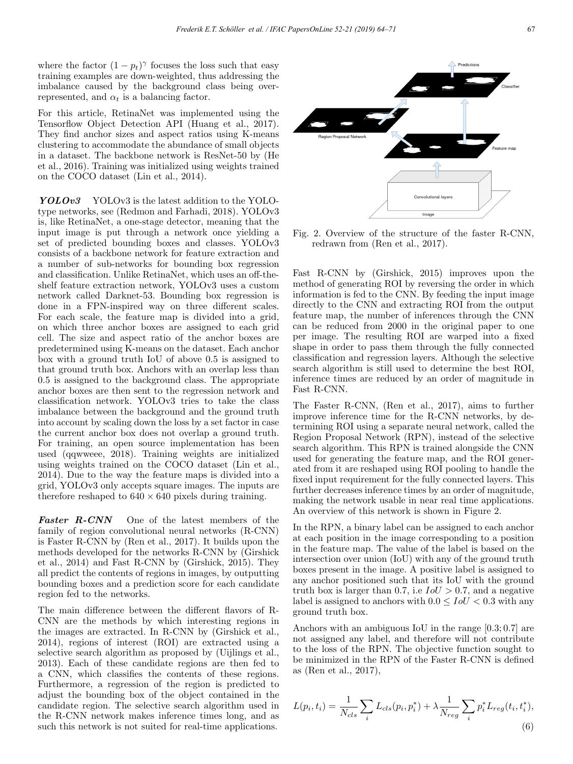where the factor $(1 - p_t)^\gamma$ focuses the loss such that easy training examples are down-weighted, thus addressing the imbalance caused by the background class being over-represented, and $\alpha_t$ is a balancing factor.

For this article, RetinaNet was implemented using the Tensorflow Object Detection API (Huang et al., 2017). They find anchor sizes and aspect ratios using K-means clustering to accommodate the abundance of small objects in a dataset. The backbone network is ResNet-50 by (He et al., 2016). Training was initialized using weights trained on the COCO dataset (Lin et al., 2014).

***YOLOv3*** YOLOv3 is the latest addition to the YOLO-type networks, see (Redmon and Farhadi, 2018). YOLOv3 is, like RetinaNet, a one-stage detector, meaning that the input image is put through a network once yielding a set of predicted bounding boxes and classes. YOLOv3 consists of a backbone network for feature extraction and a number of sub-networks for bounding box regression and classification. Unlike RetinaNet, which uses an off-the-shelf feature extraction network, YOLOv3 uses a custom network called Darknet-53. Bounding box regression is done in a FPN-inspired way on three different scales. For each scale, the feature map is divided into a grid, on which three anchor boxes are assigned to each grid cell. The size and aspect ratio of the anchor boxes are predetermined using K-means on the dataset. Each anchor box with a ground truth IoU of above 0.5 is assigned to that ground truth box. Anchors with an overlap less than 0.5 is assigned to the background class. The appropriate anchor boxes are then sent to the regression network and classification network. YOLOv3 tries to take the class imbalance between the background and the ground truth into account by scaling down the loss by a set factor in case the current anchor box does not overlap a ground truth. For training, an open source implementation has been used (qqwweee, 2018). Training weights are initialized using weights trained on the COCO dataset (Lin et al., 2014). Due to the way the feature maps is divided into a grid, YOLOv3 only accepts square images. The inputs are therefore reshaped to $640 \times 640$ pixels during training.

***Faster R-CNN*** One of the latest members of the family of region convolutional neural networks (R-CNN) is Faster R-CNN by (Ren et al., 2017). It builds upon the methods developed for the networks R-CNN by (Girshick et al., 2014) and Fast R-CNN by (Girshick, 2015). They all predict the contents of regions in images, by outputting bounding boxes and a prediction score for each candidate region fed to the networks.

The main difference between the different flavors of R-CNN are the methods by which interesting regions in the images are extracted. In R-CNN by (Girshick et al., 2014), regions of interest (ROI) are extracted using a selective search algorithm as proposed by (Uijlings et al., 2013). Each of these candidate regions are then fed to a CNN, which classifies the contents of these regions. Furthermore, a regression of the region is predicted to adjust the bounding box of the object contained in the candidate region. The selective search algorithm used in the R-CNN network makes inference times long, and as such this network is not suited for real-time applications.

Fig. 2. Overview of the structure of the faster R-CNN, redrawn from (Ren et al., 2017).

Fast R-CNN by (Girshick, 2015) improves upon the method of generating ROI by reversing the order in which information is fed to the CNN. By feeding the input image directly to the CNN and extracting ROI from the output feature map, the number of inferences through the CNN can be reduced from 2000 in the original paper to one per image. The resulting ROI are warped into a fixed shape in order to pass them through the fully connected classification and regression layers. Although the selective search algorithm is still used to determine the best ROI, inference times are reduced by an order of magnitude in Fast R-CNN.

The Faster R-CNN, (Ren et al., 2017), aims to further improve inference time for the R-CNN networks, by determining ROI using a separate neural network, called the Region Proposal Network (RPN), instead of the selective search algorithm. This RPN is trained alongside the CNN used for generating the feature map, and the ROI generated from it are reshaped using ROI pooling to handle the fixed input requirement for the fully connected layers. This further decreases inference times by an order of magnitude, making the network usable in near real time applications. An overview of this network is shown in Figure 2.

In the RPN, a binary label can be assigned to each anchor at each position in the image corresponding to a position in the feature map. The value of the label is based on the intersection over union (IoU) with any of the ground truth boxes present in the image. A positive label is assigned to any anchor positioned such that its IoU with the ground truth box is larger than 0.7, i.e $IoU > 0.7$, and a negative label is assigned to anchors with $0.0 \leq IoU < 0.3$ with any ground truth box.

Anchors with an ambiguous IoU in the range $[0.3; 0.7]$ are not assigned any label, and therefore will not contribute to the loss of the RPN. The objective function sought to be minimized in the RPN of the Faster R-CNN is defined as (Ren et al., 2017),

$$L(p_i, t_i) = \frac{1}{N_{cls}} \sum_i L_{cls}(p_i, p_i^*) + \lambda \frac{1}{N_{reg}} \sum_i p_i^* L_{reg}(t_i, t_i^*), \tag{6}$$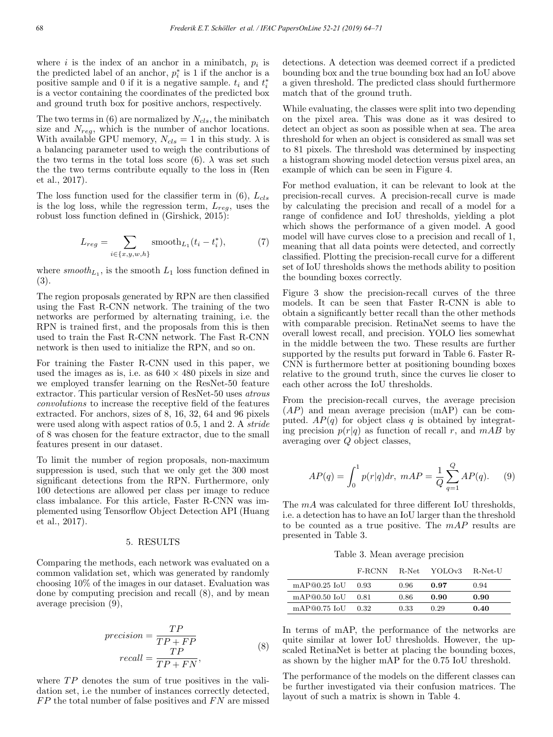where $i$ is the index of an anchor in a minibatch, $p_i$ is the predicted label of an anchor, $p_i^*$ is 1 if the anchor is a positive sample and 0 if it is a negative sample. $t_i$ and $t_i^*$ is a vector containing the coordinates of the predicted box and ground truth box for positive anchors, respectively.

The two terms in (6) are normalized by $N_{cls}$, the minibatch size and $N_{reg}$, which is the number of anchor locations. With available GPU memory, $N_{cls} = 1$ in this study. $\lambda$ is a balancing parameter used to weigh the contributions of the two terms in the total loss score (6). $\lambda$ was set such the the two terms contribute equally to the loss in (Ren et al., 2017).

The loss function used for the classifier term in (6), $L_{cls}$ is the log loss, while the regression term, $L_{reg}$, uses the robust loss function defined in (Girshick, 2015):

$$L_{reg} = \sum_{i \in \{x,y,w,h\}} \text{smooth}_{L_1}(t_i - t_i^*), \tag{7}$$

where $smooth_{L_1}$, is the smooth $L_1$ loss function defined in (3).

The region proposals generated by RPN are then classified using the Fast R-CNN network. The training of the two networks are performed by alternating training, i.e. the RPN is trained first, and the proposals from this is then used to train the Fast R-CNN network. The Fast R-CNN network is then used to initialize the RPN, and so on.

For training the Faster R-CNN used in this paper, we used the images as is, i.e. as $640 \times 480$ pixels in size and we employed transfer learning on the ResNet-50 feature extractor. This particular version of ResNet-50 uses *atrous convolutions* to increase the receptive field of the features extracted. For anchors, sizes of 8, 16, 32, 64 and 96 pixels were used along with aspect ratios of 0.5, 1 and 2. A *stride* of 8 was chosen for the feature extractor, due to the small features present in our dataset.

To limit the number of region proposals, non-maximum suppression is used, such that we only get the 300 most significant detections from the RPN. Furthermore, only 100 detections are allowed per class per image to reduce class imbalance. For this article, Faster R-CNN was implemented using Tensorflow Object Detection API (Huang et al., 2017).

## 5. RESULTS

Comparing the methods, each network was evaluated on a common validation set, which was generated by randomly choosing 10% of the images in our dataset. Evaluation was done by computing precision and recall (8), and by mean average precision (9),

$$\begin{aligned} precision &= \frac{TP}{TP + FP} \\ recall &= \frac{TP}{TP + FN}, \end{aligned} \tag{8}$$

where $TP$ denotes the sum of true positives in the validation set, i.e the number of instances correctly detected, $FP$ the total number of false positives and $FN$ are missed detections. A detection was deemed correct if a predicted bounding box and the true bounding box had an IoU above a given threshold. The predicted class should furthermore match that of the ground truth.

While evaluating, the classes were split into two depending on the pixel area. This was done as it was desired to detect an object as soon as possible when at sea. The area threshold for when an object is considered as small was set to 81 pixels. The threshold was determined by inspecting a histogram showing model detection versus pixel area, an example of which can be seen in Figure 4.

For method evaluation, it can be relevant to look at the precision-recall curves. A precision-recall curve is made by calculating the precision and recall of a model for a range of confidence and IoU thresholds, yielding a plot which shows the performance of a given model. A good model will have curves close to a precision and recall of 1, meaning that all data points were detected, and correctly classified. Plotting the precision-recall curve for a different set of IoU thresholds shows the methods ability to position the bounding boxes correctly.

Figure 3 show the precision-recall curves of the three models. It can be seen that Faster R-CNN is able to obtain a significantly better recall than the other methods with comparable precision. RetinaNet seems to have the overall lowest recall, and precision. YOLO lies somewhat in the middle between the two. These results are further supported by the results put forward in Table 6. Faster R-CNN is furthermore better at positioning bounding boxes relative to the ground truth, since the curves lie closer to each other across the IoU thresholds.

From the precision-recall curves, the average precision ($AP$) and mean average precision (mAP) can be computed. $AP(q)$ for object class $q$ is obtained by integrating precision $p(r|q)$ as function of recall $r$, and $mAB$ by averaging over $Q$ object classes,

$$AP(q) = \int_0^1 p(r|q)dr, \; mAP = \frac{1}{Q}\sum_{q=1}^{Q} AP(q). \tag{9}$$

The $mA$ was calculated for three different IoU thresholds, i.e. a detection has to have an IoU larger than the threshold to be counted as a true positive. The $mAP$ results are presented in Table 3.

Table 3. Mean average precision

| | F-RCNN | R-Net | YOLOv3 | R-Net-U |
|---|---|---|---|---|
| mAP@0.25 IoU | 0.93 | 0.96 | **0.97** | 0.94 |
| mAP@0.50 IoU | 0.81 | 0.86 | **0.90** | **0.90** |
| mAP@0.75 IoU | 0.32 | 0.33 | 0.29 | **0.40** |

In terms of mAP, the performance of the networks are quite similar at lower IoU thresholds. However, the upscaled RetinaNet is better at placing the bounding boxes, as shown by the higher mAP for the 0.75 IoU threshold.

The performance of the models on the different classes can be further investigated via their confusion matrices. The layout of such a matrix is shown in Table 4.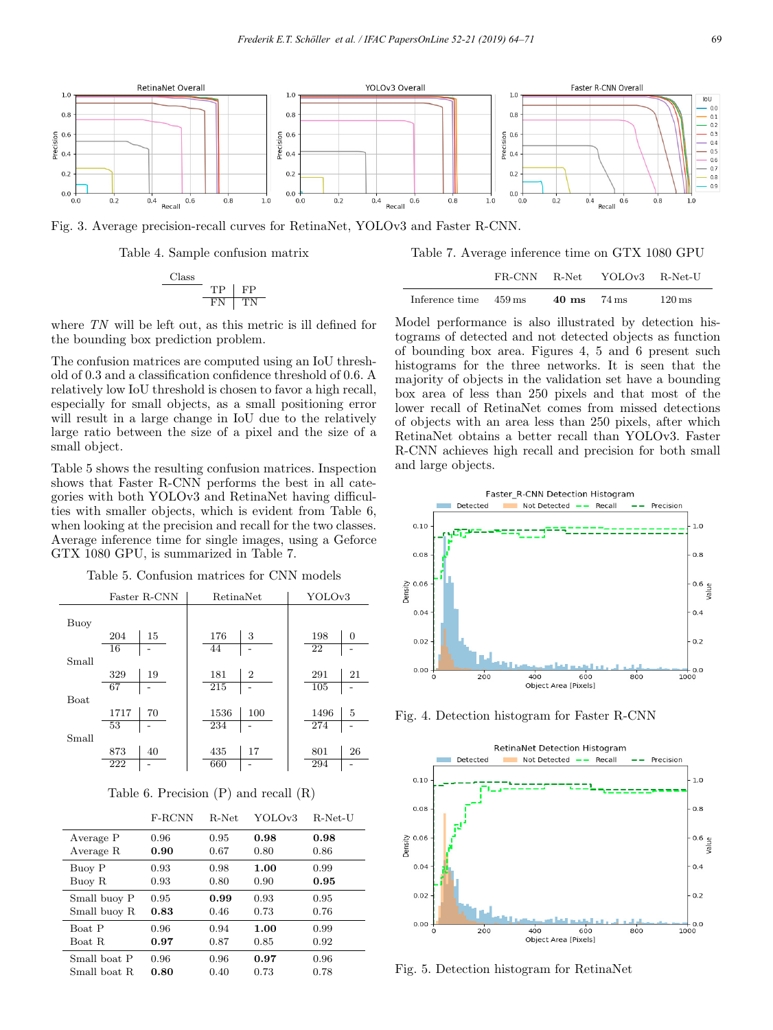Fig. 3. Average precision-recall curves for RetinaNet, YOLOv3 and Faster R-CNN.

Table 4. Sample confusion matrix

| Class | |
|---|---|
| TP | FP |
| FN | TN |

where *TN* will be left out, as this metric is ill defined for the bounding box prediction problem.

The confusion matrices are computed using an IoU threshold of 0.3 and a classification confidence threshold of 0.6. A relatively low IoU threshold is chosen to favor a high recall, especially for small objects, as a small positioning error will result in a large change in IoU due to the relatively large ratio between the size of a pixel and the size of a small object.

Table 5 shows the resulting confusion matrices. Inspection shows that Faster R-CNN performs the best in all categories with both YOLOv3 and RetinaNet having difficulties with smaller objects, which is evident from Table 6, when looking at the precision and recall for the two classes. Average inference time for single images, using a Geforce GTX 1080 GPU, is summarized in Table 7.

Table 5. Confusion matrices for CNN models

| | Faster R-CNN | | RetinaNet | | YOLOv3 | |
|---|---|---|---|---|---|---|
| Buoy | 204 | 15 | 176 | 3 | 198 | 0 |
| | 16 | - | 44 | - | 22 | - |
| Small buoy | 329 | 19 | 181 | 2 | 291 | 21 |
| | 67 | - | 215 | - | 105 | - |
| Boat | 1717 | 70 | 1536 | 100 | 1496 | 5 |
| | 53 | - | 234 | - | 274 | - |
| Small boat | 873 | 40 | 435 | 17 | 801 | 26 |
| | 222 | - | 660 | - | 294 | - |

Table 6. Precision (P) and recall (R)

| | F-RCNN | R-Net | YOLOv3 | R-Net-U |
|---|---|---|---|---|
| Average P | 0.96 | 0.95 | **0.98** | **0.98** |
| Average R | **0.90** | 0.67 | 0.80 | 0.86 |
| Buoy P | 0.93 | 0.98 | **1.00** | 0.99 |
| Buoy R | 0.93 | 0.80 | 0.90 | **0.95** |
| Small buoy P | 0.95 | **0.99** | 0.93 | 0.95 |
| Small buoy R | **0.83** | 0.46 | 0.73 | 0.76 |
| Boat P | 0.96 | 0.94 | **1.00** | 0.99 |
| Boat R | **0.97** | 0.87 | 0.85 | 0.92 |
| Small boat P | 0.96 | 0.96 | **0.97** | 0.96 |
| Small boat R | **0.80** | 0.40 | 0.73 | 0.78 |

Table 7. Average inference time on GTX 1080 GPU

| | FR-CNN | R-Net | YOLOv3 | R-Net-U |
|---|---|---|---|---|
| Inference time | 459 ms | **40 ms** | 74 ms | 120 ms |

Model performance is also illustrated by detection histograms of detected and not detected objects as function of bounding box area. Figures 4, 5 and 6 present such histograms for the three networks. It is seen that the majority of objects in the validation set have a bounding box area of less than 250 pixels and that most of the lower recall of RetinaNet comes from missed detections of objects with an area less than 250 pixels, after which RetinaNet obtains a better recall than YOLOv3. Faster R-CNN achieves high recall and precision for both small and large objects.

Fig. 4. Detection histogram for Faster R-CNN

Fig. 5. Detection histogram for RetinaNet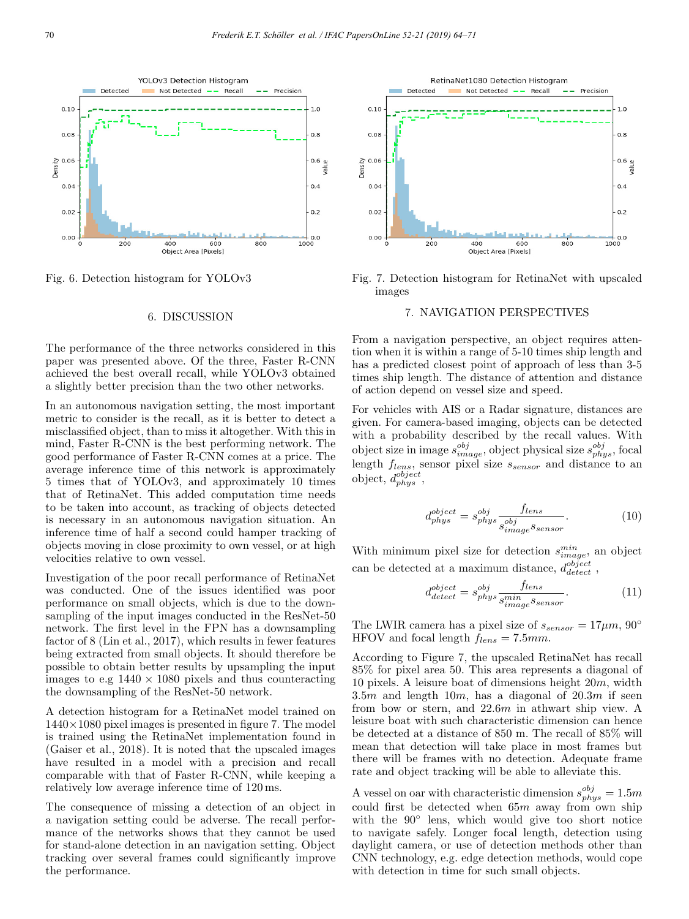Fig. 6. Detection histogram for YOLOv3

Fig. 7. Detection histogram for RetinaNet with upscaled images

## 6. DISCUSSION

The performance of the three networks considered in this paper was presented above. Of the three, Faster R-CNN achieved the best overall recall, while YOLOv3 obtained a slightly better precision than the two other networks.

In an autonomous navigation setting, the most important metric to consider is the recall, as it is better to detect a misclassified object, than to miss it altogether. With this in mind, Faster R-CNN is the best performing network. The good performance of Faster R-CNN comes at a price. The average inference time of this network is approximately 5 times that of YOLOv3, and approximately 10 times that of RetinaNet. This added computation time needs to be taken into account, as tracking of objects detected is necessary in an autonomous navigation situation. An inference time of half a second could hamper tracking of objects moving in close proximity to own vessel, or at high velocities relative to own vessel.

Investigation of the poor recall performance of RetinaNet was conducted. One of the issues identified was poor performance on small objects, which is due to the downsampling of the input images conducted in the ResNet-50 network. The first level in the FPN has a downsampling factor of 8 (Lin et al., 2017), which results in fewer features being extracted from small objects. It should therefore be possible to obtain better results by upsampling the input images to e.g $1440 \times 1080$ pixels and thus counteracting the downsampling of the ResNet-50 network.

A detection histogram for a RetinaNet model trained on $1440\times1080$ pixel images is presented in figure 7. The model is trained using the RetinaNet implementation found in (Gaiser et al., 2018). It is noted that the upscaled images have resulted in a model with a precision and recall comparable with that of Faster R-CNN, while keeping a relatively low average inference time of 120 ms.

The consequence of missing a detection of an object in a navigation setting could be adverse. The recall performance of the networks shows that they cannot be used for stand-alone detection in an navigation setting. Object tracking over several frames could significantly improve the performance.

## 7. NAVIGATION PERSPECTIVES

From a navigation perspective, an object requires attention when it is within a range of 5-10 times ship length and has a predicted closest point of approach of less than 3-5 times ship length. The distance of attention and distance of action depend on vessel size and speed.

For vehicles with AIS or a Radar signature, distances are given. For camera-based imaging, objects can be detected with a probability described by the recall values. With object size in image $s^{obj}_{image}$, object physical size $s^{obj}_{phys}$, focal length $f_{lens}$, sensor pixel size $s_{sensor}$ and distance to an object, $d^{object}_{phys}$,

$$d^{object}_{phys} = s^{obj}_{phys} \frac{f_{lens}}{s^{obj}_{image} s_{sensor}}. \tag{10}$$

With minimum pixel size for detection $s^{min}_{image}$, an object can be detected at a maximum distance, $d^{object}_{detect}$,

$$d^{object}_{detect} = s^{obj}_{phys} \frac{f_{lens}}{s^{min}_{image} s_{sensor}}. \tag{11}$$

The LWIR camera has a pixel size of $s_{sensor} = 17\mu m$, 90° HFOV and focal length $f_{lens} = 7.5mm$.

According to Figure 7, the upscaled RetinaNet has recall 85% for pixel area 50. This area represents a diagonal of 10 pixels. A leisure boat of dimensions height $20m$, width $3.5m$ and length $10m$, has a diagonal of $20.3m$ if seen from bow or stern, and $22.6m$ in athwart ship view. A leisure boat with such characteristic dimension can hence be detected at a distance of 850 m. The recall of 85% will mean that detection will take place in most frames but there will be frames with no detection. Adequate frame rate and object tracking will be able to alleviate this.

A vessel on oar with characteristic dimension $s^{obj}_{phys} = 1.5m$ could first be detected when $65m$ away from own ship with the 90° lens, which would give too short notice to navigate safely. Longer focal length, detection using daylight camera, or use of detection methods other than CNN technology, e.g. edge detection methods, would cope with detection in time for such small objects.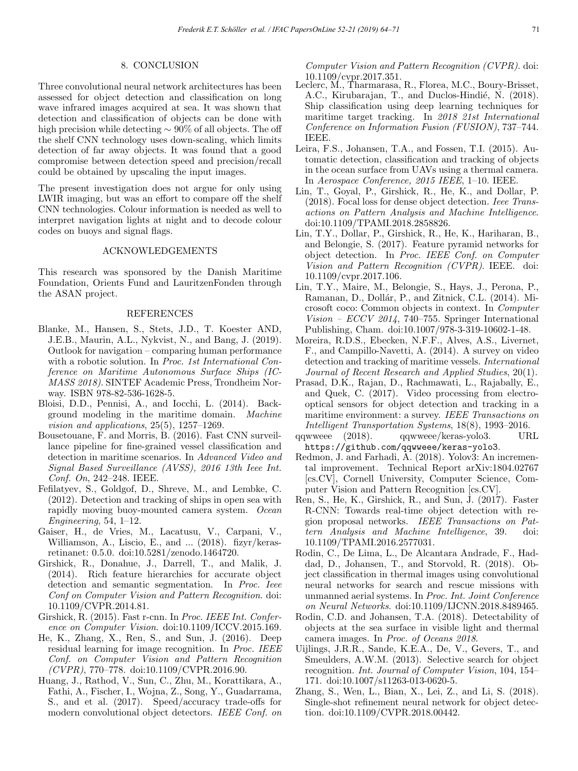## 8. CONCLUSION

Three convolutional neural network architectures has been assessed for object detection and classification on long wave infrared images acquired at sea. It was shown that detection and classification of objects can be done with high precision while detecting $\sim 90\%$ of all objects. The off the shelf CNN technology uses down-scaling, which limits detection of far away objects. It was found that a good compromise between detection speed and precision/recall could be obtained by upscaling the input images.

The present investigation does not argue for only using LWIR imaging, but was an effort to compare off the shelf CNN technologies. Colour information is needed as well to interpret navigation lights at night and to decode colour codes on buoys and signal flags.

## ACKNOWLEDGEMENTS

This research was sponsored by the Danish Maritime Foundation, Orients Fund and LauritzenFonden through the ASAN project.

## REFERENCES

Blanke, M., Hansen, S., Stets, J.D., T. Koester AND, J.E.B., Maurin, A.L., Nykvist, N., and Bang, J. (2019). Outlook for navigation – comparing human performance with a robotic solution. In *Proc. 1st International Conference on Maritime Autonomous Surface Ships (ICMASS 2018)*. SINTEF Academic Press, Trondheim Norway. ISBN 978-82-536-1628-5.

Bloisi, D.D., Pennisi, A., and Iocchi, L. (2014). Background modeling in the maritime domain. *Machine vision and applications*, 25(5), 1257–1269.

Bousetouane, F. and Morris, B. (2016). Fast CNN surveillance pipeline for fine-grained vessel classification and detection in maritime scenarios. In *Advanced Video and Signal Based Surveillance (AVSS), 2016 13th Ieee Int. Conf. On*, 242–248. IEEE.

Fefilatyev, S., Goldgof, D., Shreve, M., and Lembke, C. (2012). Detection and tracking of ships in open sea with rapidly moving buoy-mounted camera system. *Ocean Engineering*, 54, 1–12.

Gaiser, H., de Vries, M., Lacatusu, V., Carpani, V., Williamson, A., Liscio, E., and ... (2018). fizyr/keras-retinanet: 0.5.0. doi:10.5281/zenodo.1464720.

Girshick, R., Donahue, J., Darrell, T., and Malik, J. (2014). Rich feature hierarchies for accurate object detection and semantic segmentation. In *Proc. Ieee Conf on Computer Vision and Pattern Recognition*. doi: 10.1109/CVPR.2014.81.

Girshick, R. (2015). Fast r-cnn. In *Proc. IEEE Int. Conference on Computer Vision*. doi:10.1109/ICCV.2015.169.

He, K., Zhang, X., Ren, S., and Sun, J. (2016). Deep residual learning for image recognition. In *Proc. IEEE Conf. on Computer Vision and Pattern Recognition (CVPR)*, 770–778. doi:10.1109/CVPR.2016.90.

Huang, J., Rathod, V., Sun, C., Zhu, M., Korattikara, A., Fathi, A., Fischer, I., Wojna, Z., Song, Y., Guadarrama, S., and et al. (2017). Speed/accuracy trade-offs for modern convolutional object detectors. *IEEE Conf. on Computer Vision and Pattern Recognition (CVPR)*. doi: 10.1109/cvpr.2017.351.

Leclerc, M., Tharmarasa, R., Florea, M.C., Boury-Brisset, A.C., Kirubarajan, T., and Duclos-Hindié, N. (2018). Ship classification using deep learning techniques for maritime target tracking. In *2018 21st International Conference on Information Fusion (FUSION)*, 737–744. IEEE.

Leira, F.S., Johansen, T.A., and Fossen, T.I. (2015). Automatic detection, classification and tracking of objects in the ocean surface from UAVs using a thermal camera. In *Aerospace Conference, 2015 IEEE*, 1–10. IEEE.

Lin, T., Goyal, P., Girshick, R., He, K., and Dollar, P. (2018). Focal loss for dense object detection. *Ieee Transactions on Pattern Analysis and Machine Intelligence*. doi:10.1109/TPAMI.2018.2858826.

Lin, T.Y., Dollar, P., Girshick, R., He, K., Hariharan, B., and Belongie, S. (2017). Feature pyramid networks for object detection. In *Proc. IEEE Conf. on Computer Vision and Pattern Recognition (CVPR)*. IEEE. doi: 10.1109/cvpr.2017.106.

Lin, T.Y., Maire, M., Belongie, S., Hays, J., Perona, P., Ramanan, D., Dollár, P., and Zitnick, C.L. (2014). Microsoft coco: Common objects in context. In *Computer Vision – ECCV 2014*, 740–755. Springer International Publishing, Cham. doi:10.1007/978-3-319-10602-1-48.

Moreira, R.D.S., Ebecken, N.F.F., Alves, A.S., Livernet, F., and Campillo-Navetti, A. (2014). A survey on video detection and tracking of maritime vessels. *International Journal of Recent Research and Applied Studies*, 20(1).

Prasad, D.K., Rajan, D., Rachmawati, L., Rajabally, E., and Quek, C. (2017). Video processing from electro-optical sensors for object detection and tracking in a maritime environment: a survey. *IEEE Transactions on Intelligent Transportation Systems*, 18(8), 1993–2016.

qqwweee (2018). qqwweee/keras-yolo3. URL `https://github.com/qqwweee/keras-yolo3`.

Redmon, J. and Farhadi, A. (2018). Yolov3: An incremental improvement. Technical Report arXiv:1804.02767 [cs.CV], Cornell University, Computer Science, Computer Vision and Pattern Recognition [cs.CV].

Ren, S., He, K., Girshick, R., and Sun, J. (2017). Faster R-CNN: Towards real-time object detection with region proposal networks. *IEEE Transactions on Pattern Analysis and Machine Intelligence*, 39. doi: 10.1109/TPAMI.2016.2577031.

Rodin, C., De Lima, L., De Alcantara Andrade, F., Haddad, D., Johansen, T., and Storvold, R. (2018). Object classification in thermal images using convolutional neural networks for search and rescue missions with unmanned aerial systems. In *Proc. Int. Joint Conference on Neural Networks*. doi:10.1109/IJCNN.2018.8489465.

Rodin, C.D. and Johansen, T.A. (2018). Detectability of objects at the sea surface in visible light and thermal camera images. In *Proc. of Oceans 2018*.

Uijlings, J.R.R., Sande, K.E.A., De, V., Gevers, T., and Smeulders, A.W.M. (2013). Selective search for object recognition. *Int. Journal of Computer Vision*, 104, 154–171. doi:10.1007/s11263-013-0620-5.

Zhang, S., Wen, L., Bian, X., Lei, Z., and Li, S. (2018). Single-shot refinement neural network for object detection. doi:10.1109/CVPR.2018.00442.